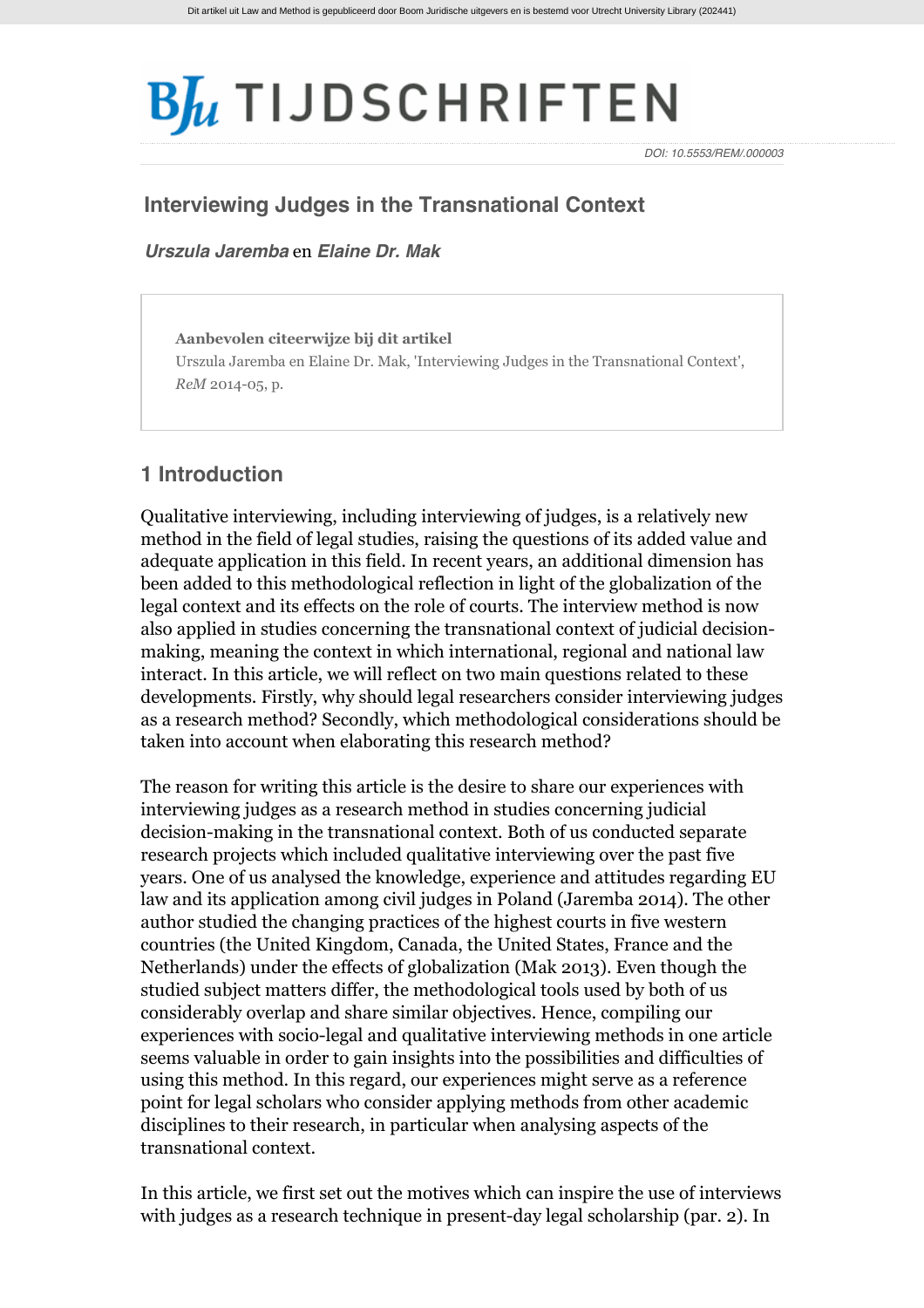DOI: 10.5553/REM/.000003

# Interviewing Judges in the Transnational Context

***Urszula Jaremba*** en ***Elaine Dr. Mak***

**Aanbevolen citeerwijze bij dit artikel**
Urszula Jaremba en Elaine Dr. Mak, 'Interviewing Judges in the Transnational Context', *ReM* 2014-05, p.

## 1 Introduction

Qualitative interviewing, including interviewing of judges, is a relatively new method in the field of legal studies, raising the questions of its added value and adequate application in this field. In recent years, an additional dimension has been added to this methodological reflection in light of the globalization of the legal context and its effects on the role of courts. The interview method is now also applied in studies concerning the transnational context of judicial decision-making, meaning the context in which international, regional and national law interact. In this article, we will reflect on two main questions related to these developments. Firstly, why should legal researchers consider interviewing judges as a research method? Secondly, which methodological considerations should be taken into account when elaborating this research method?

The reason for writing this article is the desire to share our experiences with interviewing judges as a research method in studies concerning judicial decision-making in the transnational context. Both of us conducted separate research projects which included qualitative interviewing over the past five years. One of us analysed the knowledge, experience and attitudes regarding EU law and its application among civil judges in Poland (Jaremba 2014). The other author studied the changing practices of the highest courts in five western countries (the United Kingdom, Canada, the United States, France and the Netherlands) under the effects of globalization (Mak 2013). Even though the studied subject matters differ, the methodological tools used by both of us considerably overlap and share similar objectives. Hence, compiling our experiences with socio-legal and qualitative interviewing methods in one article seems valuable in order to gain insights into the possibilities and difficulties of using this method. In this regard, our experiences might serve as a reference point for legal scholars who consider applying methods from other academic disciplines to their research, in particular when analysing aspects of the transnational context.

In this article, we first set out the motives which can inspire the use of interviews with judges as a research technique in present-day legal scholarship (par. 2). In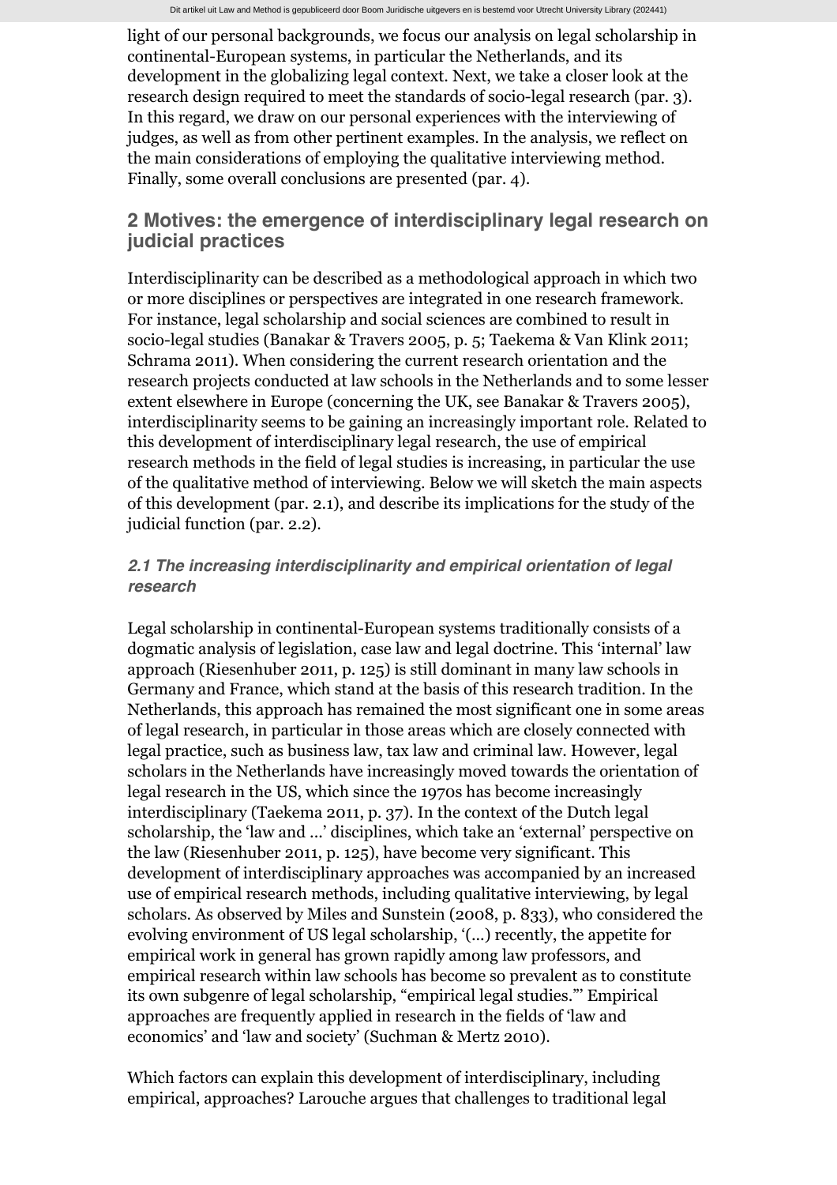light of our personal backgrounds, we focus our analysis on legal scholarship in continental-European systems, in particular the Netherlands, and its development in the globalizing legal context. Next, we take a closer look at the research design required to meet the standards of socio-legal research (par. 3). In this regard, we draw on our personal experiences with the interviewing of judges, as well as from other pertinent examples. In the analysis, we reflect on the main considerations of employing the qualitative interviewing method. Finally, some overall conclusions are presented (par. 4).

## 2 Motives: the emergence of interdisciplinary legal research on judicial practices

Interdisciplinarity can be described as a methodological approach in which two or more disciplines or perspectives are integrated in one research framework. For instance, legal scholarship and social sciences are combined to result in socio-legal studies (Banakar & Travers 2005, p. 5; Taekema & Van Klink 2011; Schrama 2011). When considering the current research orientation and the research projects conducted at law schools in the Netherlands and to some lesser extent elsewhere in Europe (concerning the UK, see Banakar & Travers 2005), interdisciplinarity seems to be gaining an increasingly important role. Related to this development of interdisciplinary legal research, the use of empirical research methods in the field of legal studies is increasing, in particular the use of the qualitative method of interviewing. Below we will sketch the main aspects of this development (par. 2.1), and describe its implications for the study of the judicial function (par. 2.2).

### *2.1 The increasing interdisciplinarity and empirical orientation of legal research*

Legal scholarship in continental-European systems traditionally consists of a dogmatic analysis of legislation, case law and legal doctrine. This 'internal' law approach (Riesenhuber 2011, p. 125) is still dominant in many law schools in Germany and France, which stand at the basis of this research tradition. In the Netherlands, this approach has remained the most significant one in some areas of legal research, in particular in those areas which are closely connected with legal practice, such as business law, tax law and criminal law. However, legal scholars in the Netherlands have increasingly moved towards the orientation of legal research in the US, which since the 1970s has become increasingly interdisciplinary (Taekema 2011, p. 37). In the context of the Dutch legal scholarship, the 'law and ...' disciplines, which take an 'external' perspective on the law (Riesenhuber 2011, p. 125), have become very significant. This development of interdisciplinary approaches was accompanied by an increased use of empirical research methods, including qualitative interviewing, by legal scholars. As observed by Miles and Sunstein (2008, p. 833), who considered the evolving environment of US legal scholarship, '(...) recently, the appetite for empirical work in general has grown rapidly among law professors, and empirical research within law schools has become so prevalent as to constitute its own subgenre of legal scholarship, "empirical legal studies."' Empirical approaches are frequently applied in research in the fields of 'law and economics' and 'law and society' (Suchman & Mertz 2010).

Which factors can explain this development of interdisciplinary, including empirical, approaches? Larouche argues that challenges to traditional legal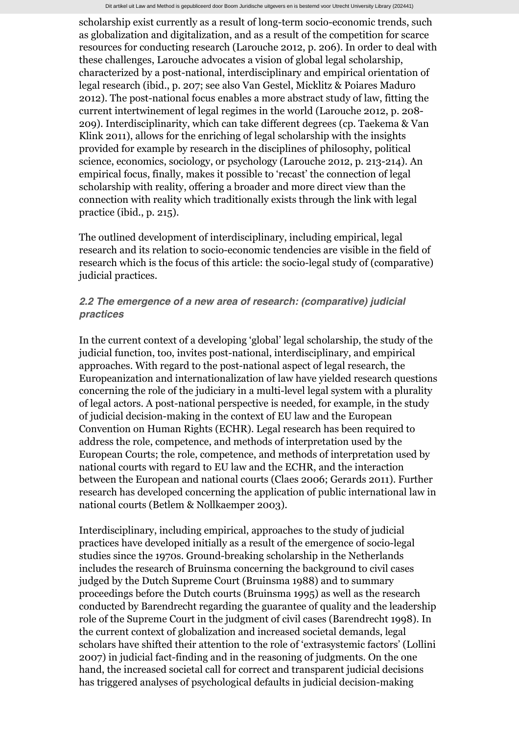scholarship exist currently as a result of long-term socio-economic trends, such as globalization and digitalization, and as a result of the competition for scarce resources for conducting research (Larouche 2012, p. 206). In order to deal with these challenges, Larouche advocates a vision of global legal scholarship, characterized by a post-national, interdisciplinary and empirical orientation of legal research (ibid., p. 207; see also Van Gestel, Micklitz & Poiares Maduro 2012). The post-national focus enables a more abstract study of law, fitting the current intertwinement of legal regimes in the world (Larouche 2012, p. 208-209). Interdisciplinarity, which can take different degrees (cp. Taekema & Van Klink 2011), allows for the enriching of legal scholarship with the insights provided for example by research in the disciplines of philosophy, political science, economics, sociology, or psychology (Larouche 2012, p. 213-214). An empirical focus, finally, makes it possible to 'recast' the connection of legal scholarship with reality, offering a broader and more direct view than the connection with reality which traditionally exists through the link with legal practice (ibid., p. 215).

The outlined development of interdisciplinary, including empirical, legal research and its relation to socio-economic tendencies are visible in the field of research which is the focus of this article: the socio-legal study of (comparative) judicial practices.

### *2.2 The emergence of a new area of research: (comparative) judicial practices*

In the current context of a developing 'global' legal scholarship, the study of the judicial function, too, invites post-national, interdisciplinary, and empirical approaches. With regard to the post-national aspect of legal research, the Europeanization and internationalization of law have yielded research questions concerning the role of the judiciary in a multi-level legal system with a plurality of legal actors. A post-national perspective is needed, for example, in the study of judicial decision-making in the context of EU law and the European Convention on Human Rights (ECHR). Legal research has been required to address the role, competence, and methods of interpretation used by the European Courts; the role, competence, and methods of interpretation used by national courts with regard to EU law and the ECHR, and the interaction between the European and national courts (Claes 2006; Gerards 2011). Further research has developed concerning the application of public international law in national courts (Betlem & Nollkaemper 2003).

Interdisciplinary, including empirical, approaches to the study of judicial practices have developed initially as a result of the emergence of socio-legal studies since the 1970s. Ground-breaking scholarship in the Netherlands includes the research of Bruinsma concerning the background to civil cases judged by the Dutch Supreme Court (Bruinsma 1988) and to summary proceedings before the Dutch courts (Bruinsma 1995) as well as the research conducted by Barendrecht regarding the guarantee of quality and the leadership role of the Supreme Court in the judgment of civil cases (Barendrecht 1998). In the current context of globalization and increased societal demands, legal scholars have shifted their attention to the role of 'extrasystemic factors' (Lollini 2007) in judicial fact-finding and in the reasoning of judgments. On the one hand, the increased societal call for correct and transparent judicial decisions has triggered analyses of psychological defaults in judicial decision-making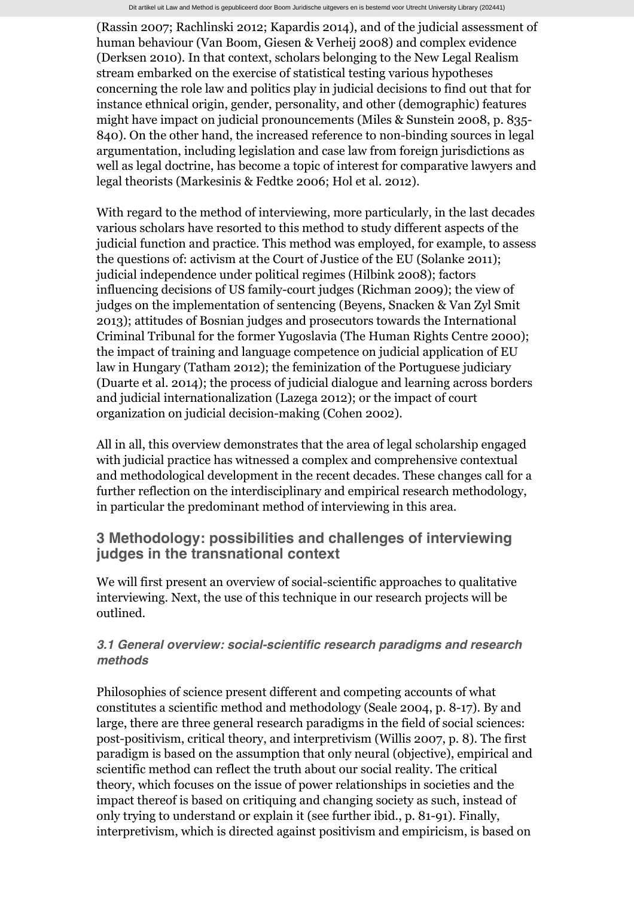(Rassin 2007; Rachlinski 2012; Kapardis 2014), and of the judicial assessment of human behaviour (Van Boom, Giesen & Verheij 2008) and complex evidence (Derksen 2010). In that context, scholars belonging to the New Legal Realism stream embarked on the exercise of statistical testing various hypotheses concerning the role law and politics play in judicial decisions to find out that for instance ethnical origin, gender, personality, and other (demographic) features might have impact on judicial pronouncements (Miles & Sunstein 2008, p. 835-840). On the other hand, the increased reference to non-binding sources in legal argumentation, including legislation and case law from foreign jurisdictions as well as legal doctrine, has become a topic of interest for comparative lawyers and legal theorists (Markesinis & Fedtke 2006; Hol et al. 2012).

With regard to the method of interviewing, more particularly, in the last decades various scholars have resorted to this method to study different aspects of the judicial function and practice. This method was employed, for example, to assess the questions of: activism at the Court of Justice of the EU (Solanke 2011); judicial independence under political regimes (Hilbink 2008); factors influencing decisions of US family-court judges (Richman 2009); the view of judges on the implementation of sentencing (Beyens, Snacken & Van Zyl Smit 2013); attitudes of Bosnian judges and prosecutors towards the International Criminal Tribunal for the former Yugoslavia (The Human Rights Centre 2000); the impact of training and language competence on judicial application of EU law in Hungary (Tatham 2012); the feminization of the Portuguese judiciary (Duarte et al. 2014); the process of judicial dialogue and learning across borders and judicial internationalization (Lazega 2012); or the impact of court organization on judicial decision-making (Cohen 2002).

All in all, this overview demonstrates that the area of legal scholarship engaged with judicial practice has witnessed a complex and comprehensive contextual and methodological development in the recent decades. These changes call for a further reflection on the interdisciplinary and empirical research methodology, in particular the predominant method of interviewing in this area.

## 3 Methodology: possibilities and challenges of interviewing judges in the transnational context

We will first present an overview of social-scientific approaches to qualitative interviewing. Next, the use of this technique in our research projects will be outlined.

### *3.1 General overview: social-scientific research paradigms and research methods*

Philosophies of science present different and competing accounts of what constitutes a scientific method and methodology (Seale 2004, p. 8-17). By and large, there are three general research paradigms in the field of social sciences: post-positivism, critical theory, and interpretivism (Willis 2007, p. 8). The first paradigm is based on the assumption that only neural (objective), empirical and scientific method can reflect the truth about our social reality. The critical theory, which focuses on the issue of power relationships in societies and the impact thereof is based on critiquing and changing society as such, instead of only trying to understand or explain it (see further ibid., p. 81-91). Finally, interpretivism, which is directed against positivism and empiricism, is based on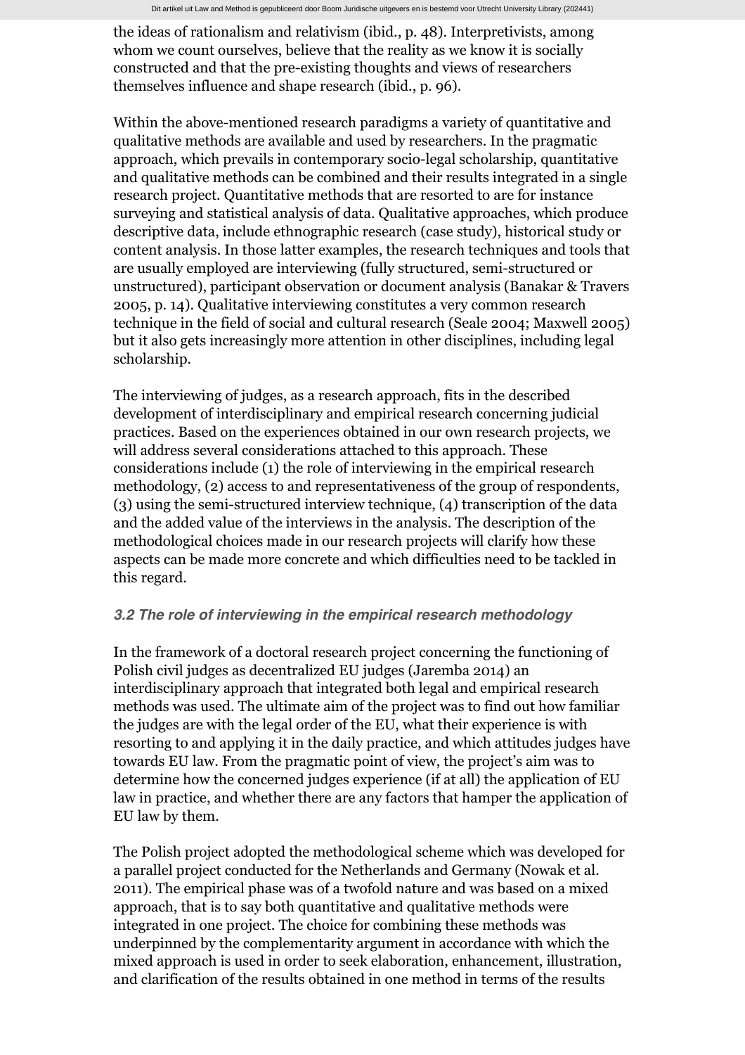the ideas of rationalism and relativism (ibid., p. 48). Interpretivists, among whom we count ourselves, believe that the reality as we know it is socially constructed and that the pre-existing thoughts and views of researchers themselves influence and shape research (ibid., p. 96).

Within the above-mentioned research paradigms a variety of quantitative and qualitative methods are available and used by researchers. In the pragmatic approach, which prevails in contemporary socio-legal scholarship, quantitative and qualitative methods can be combined and their results integrated in a single research project. Quantitative methods that are resorted to are for instance surveying and statistical analysis of data. Qualitative approaches, which produce descriptive data, include ethnographic research (case study), historical study or content analysis. In those latter examples, the research techniques and tools that are usually employed are interviewing (fully structured, semi-structured or unstructured), participant observation or document analysis (Banakar & Travers 2005, p. 14). Qualitative interviewing constitutes a very common research technique in the field of social and cultural research (Seale 2004; Maxwell 2005) but it also gets increasingly more attention in other disciplines, including legal scholarship.

The interviewing of judges, as a research approach, fits in the described development of interdisciplinary and empirical research concerning judicial practices. Based on the experiences obtained in our own research projects, we will address several considerations attached to this approach. These considerations include (1) the role of interviewing in the empirical research methodology, (2) access to and representativeness of the group of respondents, (3) using the semi-structured interview technique, (4) transcription of the data and the added value of the interviews in the analysis. The description of the methodological choices made in our research projects will clarify how these aspects can be made more concrete and which difficulties need to be tackled in this regard.

### *3.2 The role of interviewing in the empirical research methodology*

In the framework of a doctoral research project concerning the functioning of Polish civil judges as decentralized EU judges (Jaremba 2014) an interdisciplinary approach that integrated both legal and empirical research methods was used. The ultimate aim of the project was to find out how familiar the judges are with the legal order of the EU, what their experience is with resorting to and applying it in the daily practice, and which attitudes judges have towards EU law. From the pragmatic point of view, the project's aim was to determine how the concerned judges experience (if at all) the application of EU law in practice, and whether there are any factors that hamper the application of EU law by them.

The Polish project adopted the methodological scheme which was developed for a parallel project conducted for the Netherlands and Germany (Nowak et al. 2011). The empirical phase was of a twofold nature and was based on a mixed approach, that is to say both quantitative and qualitative methods were integrated in one project. The choice for combining these methods was underpinned by the complementarity argument in accordance with which the mixed approach is used in order to seek elaboration, enhancement, illustration, and clarification of the results obtained in one method in terms of the results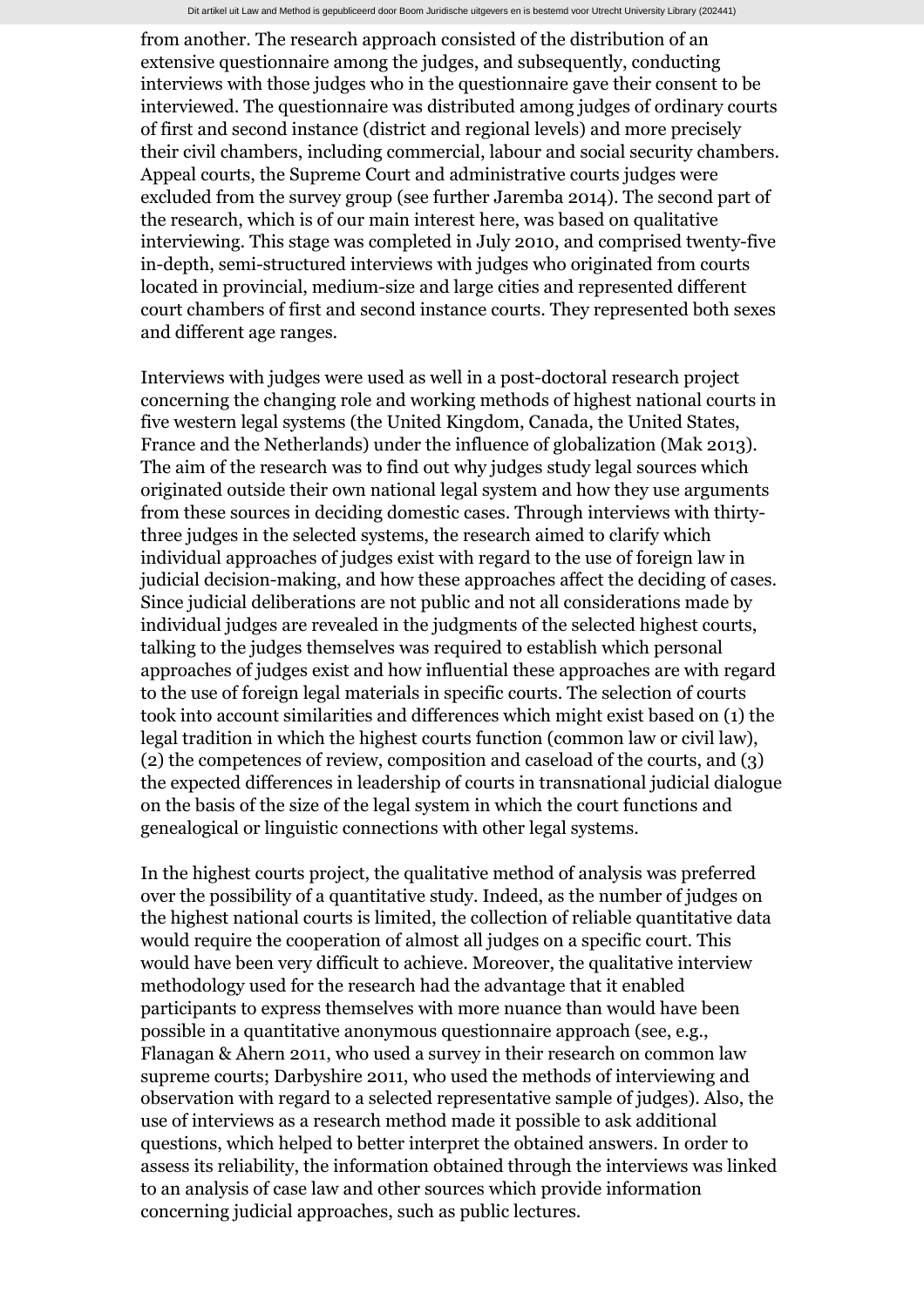from another. The research approach consisted of the distribution of an extensive questionnaire among the judges, and subsequently, conducting interviews with those judges who in the questionnaire gave their consent to be interviewed. The questionnaire was distributed among judges of ordinary courts of first and second instance (district and regional levels) and more precisely their civil chambers, including commercial, labour and social security chambers. Appeal courts, the Supreme Court and administrative courts judges were excluded from the survey group (see further Jaremba 2014). The second part of the research, which is of our main interest here, was based on qualitative interviewing. This stage was completed in July 2010, and comprised twenty-five in-depth, semi-structured interviews with judges who originated from courts located in provincial, medium-size and large cities and represented different court chambers of first and second instance courts. They represented both sexes and different age ranges.

Interviews with judges were used as well in a post-doctoral research project concerning the changing role and working methods of highest national courts in five western legal systems (the United Kingdom, Canada, the United States, France and the Netherlands) under the influence of globalization (Mak 2013). The aim of the research was to find out why judges study legal sources which originated outside their own national legal system and how they use arguments from these sources in deciding domestic cases. Through interviews with thirty-three judges in the selected systems, the research aimed to clarify which individual approaches of judges exist with regard to the use of foreign law in judicial decision-making, and how these approaches affect the deciding of cases. Since judicial deliberations are not public and not all considerations made by individual judges are revealed in the judgments of the selected highest courts, talking to the judges themselves was required to establish which personal approaches of judges exist and how influential these approaches are with regard to the use of foreign legal materials in specific courts. The selection of courts took into account similarities and differences which might exist based on (1) the legal tradition in which the highest courts function (common law or civil law), (2) the competences of review, composition and caseload of the courts, and (3) the expected differences in leadership of courts in transnational judicial dialogue on the basis of the size of the legal system in which the court functions and genealogical or linguistic connections with other legal systems.

In the highest courts project, the qualitative method of analysis was preferred over the possibility of a quantitative study. Indeed, as the number of judges on the highest national courts is limited, the collection of reliable quantitative data would require the cooperation of almost all judges on a specific court. This would have been very difficult to achieve. Moreover, the qualitative interview methodology used for the research had the advantage that it enabled participants to express themselves with more nuance than would have been possible in a quantitative anonymous questionnaire approach (see, e.g., Flanagan & Ahern 2011, who used a survey in their research on common law supreme courts; Darbyshire 2011, who used the methods of interviewing and observation with regard to a selected representative sample of judges). Also, the use of interviews as a research method made it possible to ask additional questions, which helped to better interpret the obtained answers. In order to assess its reliability, the information obtained through the interviews was linked to an analysis of case law and other sources which provide information concerning judicial approaches, such as public lectures.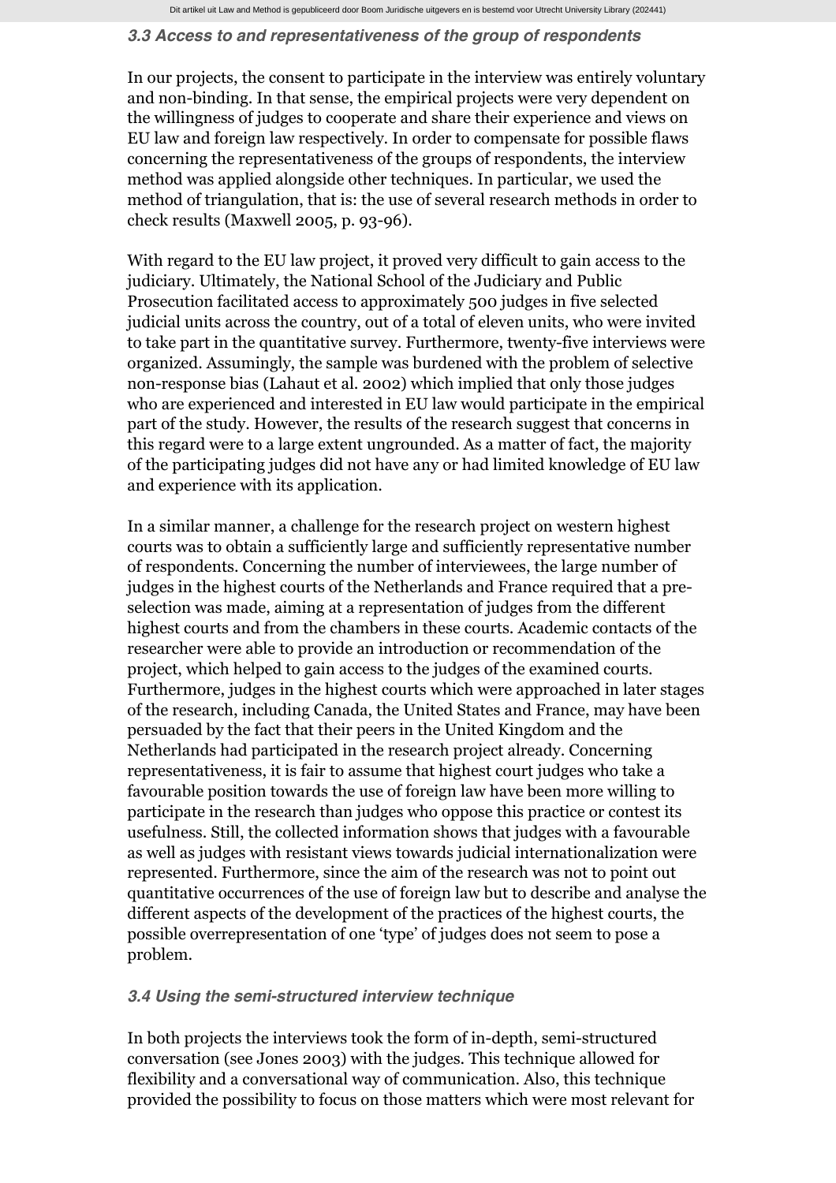### *3.3 Access to and representativeness of the group of respondents*

In our projects, the consent to participate in the interview was entirely voluntary and non-binding. In that sense, the empirical projects were very dependent on the willingness of judges to cooperate and share their experience and views on EU law and foreign law respectively. In order to compensate for possible flaws concerning the representativeness of the groups of respondents, the interview method was applied alongside other techniques. In particular, we used the method of triangulation, that is: the use of several research methods in order to check results (Maxwell 2005, p. 93-96).

With regard to the EU law project, it proved very difficult to gain access to the judiciary. Ultimately, the National School of the Judiciary and Public Prosecution facilitated access to approximately 500 judges in five selected judicial units across the country, out of a total of eleven units, who were invited to take part in the quantitative survey. Furthermore, twenty-five interviews were organized. Assumingly, the sample was burdened with the problem of selective non-response bias (Lahaut et al. 2002) which implied that only those judges who are experienced and interested in EU law would participate in the empirical part of the study. However, the results of the research suggest that concerns in this regard were to a large extent ungrounded. As a matter of fact, the majority of the participating judges did not have any or had limited knowledge of EU law and experience with its application.

In a similar manner, a challenge for the research project on western highest courts was to obtain a sufficiently large and sufficiently representative number of respondents. Concerning the number of interviewees, the large number of judges in the highest courts of the Netherlands and France required that a pre-selection was made, aiming at a representation of judges from the different highest courts and from the chambers in these courts. Academic contacts of the researcher were able to provide an introduction or recommendation of the project, which helped to gain access to the judges of the examined courts. Furthermore, judges in the highest courts which were approached in later stages of the research, including Canada, the United States and France, may have been persuaded by the fact that their peers in the United Kingdom and the Netherlands had participated in the research project already. Concerning representativeness, it is fair to assume that highest court judges who take a favourable position towards the use of foreign law have been more willing to participate in the research than judges who oppose this practice or contest its usefulness. Still, the collected information shows that judges with a favourable as well as judges with resistant views towards judicial internationalization were represented. Furthermore, since the aim of the research was not to point out quantitative occurrences of the use of foreign law but to describe and analyse the different aspects of the development of the practices of the highest courts, the possible overrepresentation of one 'type' of judges does not seem to pose a problem.

### *3.4 Using the semi-structured interview technique*

In both projects the interviews took the form of in-depth, semi-structured conversation (see Jones 2003) with the judges. This technique allowed for flexibility and a conversational way of communication. Also, this technique provided the possibility to focus on those matters which were most relevant for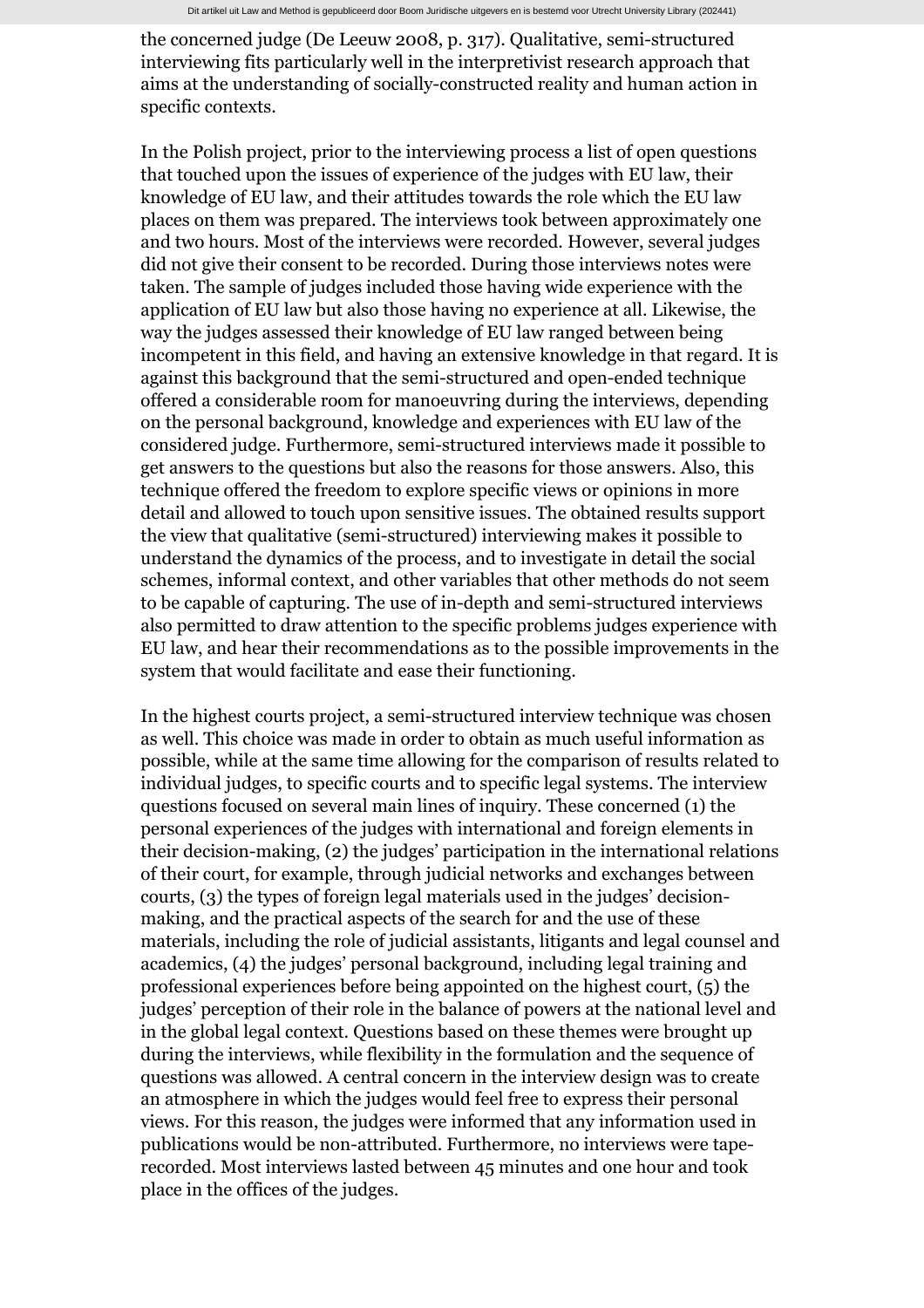the concerned judge (De Leeuw 2008, p. 317). Qualitative, semi-structured interviewing fits particularly well in the interpretivist research approach that aims at the understanding of socially-constructed reality and human action in specific contexts.

In the Polish project, prior to the interviewing process a list of open questions that touched upon the issues of experience of the judges with EU law, their knowledge of EU law, and their attitudes towards the role which the EU law places on them was prepared. The interviews took between approximately one and two hours. Most of the interviews were recorded. However, several judges did not give their consent to be recorded. During those interviews notes were taken. The sample of judges included those having wide experience with the application of EU law but also those having no experience at all. Likewise, the way the judges assessed their knowledge of EU law ranged between being incompetent in this field, and having an extensive knowledge in that regard. It is against this background that the semi-structured and open-ended technique offered a considerable room for manoeuvring during the interviews, depending on the personal background, knowledge and experiences with EU law of the considered judge. Furthermore, semi-structured interviews made it possible to get answers to the questions but also the reasons for those answers. Also, this technique offered the freedom to explore specific views or opinions in more detail and allowed to touch upon sensitive issues. The obtained results support the view that qualitative (semi-structured) interviewing makes it possible to understand the dynamics of the process, and to investigate in detail the social schemes, informal context, and other variables that other methods do not seem to be capable of capturing. The use of in-depth and semi-structured interviews also permitted to draw attention to the specific problems judges experience with EU law, and hear their recommendations as to the possible improvements in the system that would facilitate and ease their functioning.

In the highest courts project, a semi-structured interview technique was chosen as well. This choice was made in order to obtain as much useful information as possible, while at the same time allowing for the comparison of results related to individual judges, to specific courts and to specific legal systems. The interview questions focused on several main lines of inquiry. These concerned (1) the personal experiences of the judges with international and foreign elements in their decision-making, (2) the judges' participation in the international relations of their court, for example, through judicial networks and exchanges between courts, (3) the types of foreign legal materials used in the judges' decision-making, and the practical aspects of the search for and the use of these materials, including the role of judicial assistants, litigants and legal counsel and academics, (4) the judges' personal background, including legal training and professional experiences before being appointed on the highest court, (5) the judges' perception of their role in the balance of powers at the national level and in the global legal context. Questions based on these themes were brought up during the interviews, while flexibility in the formulation and the sequence of questions was allowed. A central concern in the interview design was to create an atmosphere in which the judges would feel free to express their personal views. For this reason, the judges were informed that any information used in publications would be non-attributed. Furthermore, no interviews were tape-recorded. Most interviews lasted between 45 minutes and one hour and took place in the offices of the judges.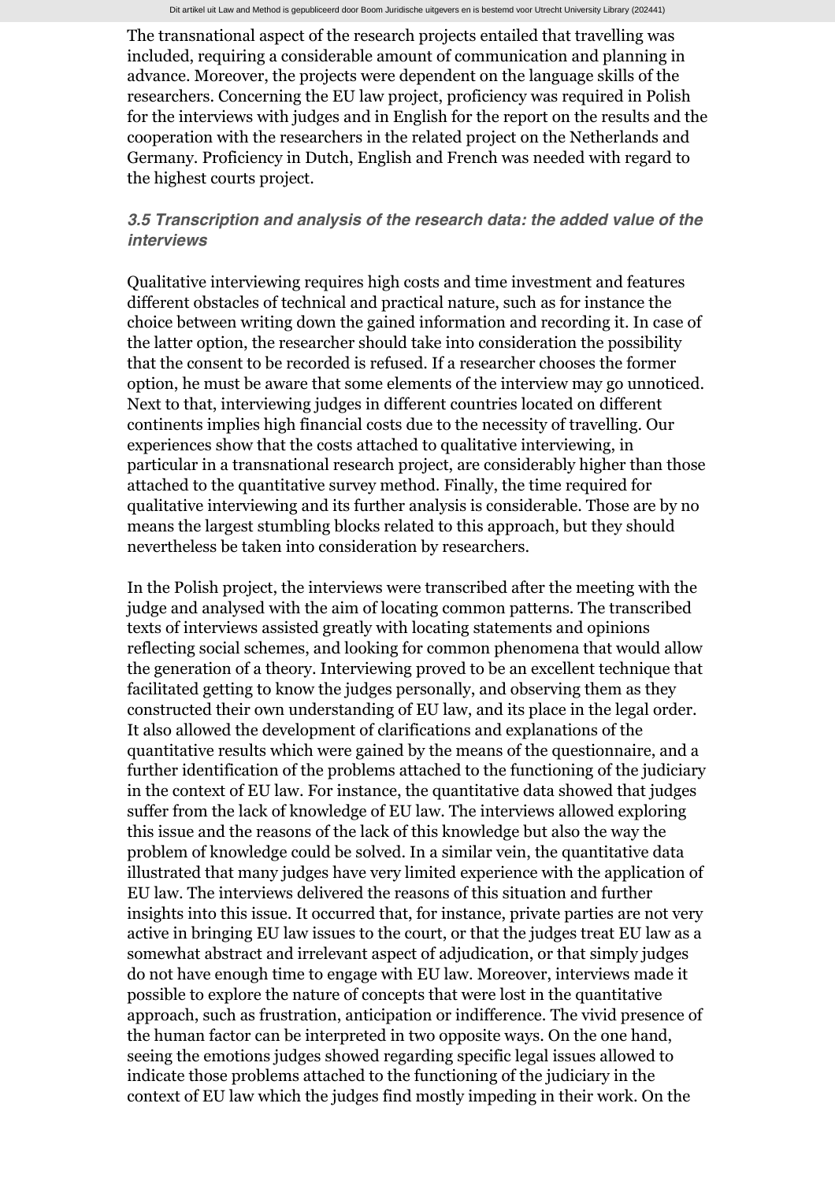The transnational aspect of the research projects entailed that travelling was included, requiring a considerable amount of communication and planning in advance. Moreover, the projects were dependent on the language skills of the researchers. Concerning the EU law project, proficiency was required in Polish for the interviews with judges and in English for the report on the results and the cooperation with the researchers in the related project on the Netherlands and Germany. Proficiency in Dutch, English and French was needed with regard to the highest courts project.

### *3.5 Transcription and analysis of the research data: the added value of the interviews*

Qualitative interviewing requires high costs and time investment and features different obstacles of technical and practical nature, such as for instance the choice between writing down the gained information and recording it. In case of the latter option, the researcher should take into consideration the possibility that the consent to be recorded is refused. If a researcher chooses the former option, he must be aware that some elements of the interview may go unnoticed. Next to that, interviewing judges in different countries located on different continents implies high financial costs due to the necessity of travelling. Our experiences show that the costs attached to qualitative interviewing, in particular in a transnational research project, are considerably higher than those attached to the quantitative survey method. Finally, the time required for qualitative interviewing and its further analysis is considerable. Those are by no means the largest stumbling blocks related to this approach, but they should nevertheless be taken into consideration by researchers.

In the Polish project, the interviews were transcribed after the meeting with the judge and analysed with the aim of locating common patterns. The transcribed texts of interviews assisted greatly with locating statements and opinions reflecting social schemes, and looking for common phenomena that would allow the generation of a theory. Interviewing proved to be an excellent technique that facilitated getting to know the judges personally, and observing them as they constructed their own understanding of EU law, and its place in the legal order. It also allowed the development of clarifications and explanations of the quantitative results which were gained by the means of the questionnaire, and a further identification of the problems attached to the functioning of the judiciary in the context of EU law. For instance, the quantitative data showed that judges suffer from the lack of knowledge of EU law. The interviews allowed exploring this issue and the reasons of the lack of this knowledge but also the way the problem of knowledge could be solved. In a similar vein, the quantitative data illustrated that many judges have very limited experience with the application of EU law. The interviews delivered the reasons of this situation and further insights into this issue. It occurred that, for instance, private parties are not very active in bringing EU law issues to the court, or that the judges treat EU law as a somewhat abstract and irrelevant aspect of adjudication, or that simply judges do not have enough time to engage with EU law. Moreover, interviews made it possible to explore the nature of concepts that were lost in the quantitative approach, such as frustration, anticipation or indifference. The vivid presence of the human factor can be interpreted in two opposite ways. On the one hand, seeing the emotions judges showed regarding specific legal issues allowed to indicate those problems attached to the functioning of the judiciary in the context of EU law which the judges find mostly impeding in their work. On the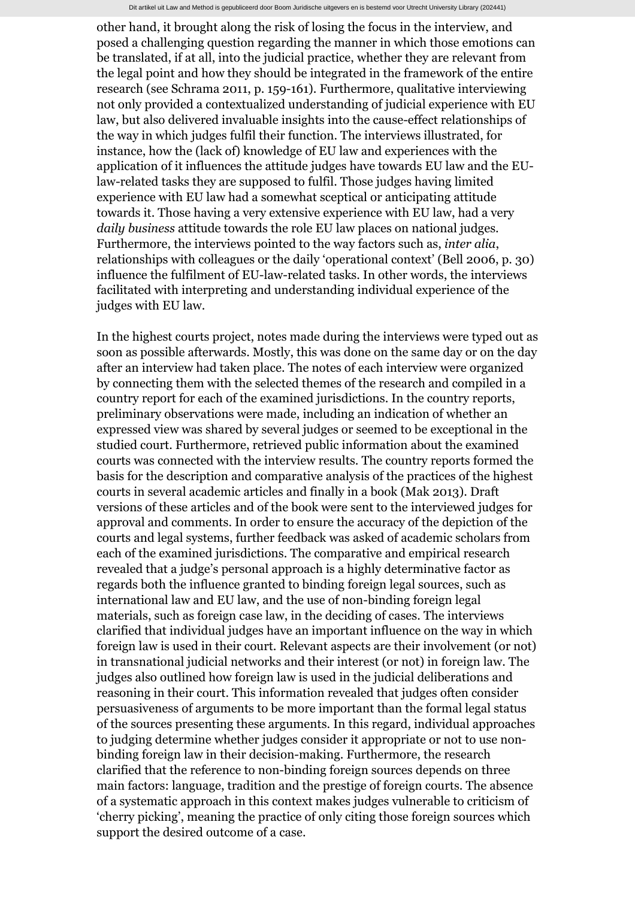other hand, it brought along the risk of losing the focus in the interview, and posed a challenging question regarding the manner in which those emotions can be translated, if at all, into the judicial practice, whether they are relevant from the legal point and how they should be integrated in the framework of the entire research (see Schrama 2011, p. 159-161). Furthermore, qualitative interviewing not only provided a contextualized understanding of judicial experience with EU law, but also delivered invaluable insights into the cause-effect relationships of the way in which judges fulfil their function. The interviews illustrated, for instance, how the (lack of) knowledge of EU law and experiences with the application of it influences the attitude judges have towards EU law and the EU-law-related tasks they are supposed to fulfil. Those judges having limited experience with EU law had a somewhat sceptical or anticipating attitude towards it. Those having a very extensive experience with EU law, had a very *daily business* attitude towards the role EU law places on national judges. Furthermore, the interviews pointed to the way factors such as, *inter alia*, relationships with colleagues or the daily 'operational context' (Bell 2006, p. 30) influence the fulfilment of EU-law-related tasks. In other words, the interviews facilitated with interpreting and understanding individual experience of the judges with EU law.

In the highest courts project, notes made during the interviews were typed out as soon as possible afterwards. Mostly, this was done on the same day or on the day after an interview had taken place. The notes of each interview were organized by connecting them with the selected themes of the research and compiled in a country report for each of the examined jurisdictions. In the country reports, preliminary observations were made, including an indication of whether an expressed view was shared by several judges or seemed to be exceptional in the studied court. Furthermore, retrieved public information about the examined courts was connected with the interview results. The country reports formed the basis for the description and comparative analysis of the practices of the highest courts in several academic articles and finally in a book (Mak 2013). Draft versions of these articles and of the book were sent to the interviewed judges for approval and comments. In order to ensure the accuracy of the depiction of the courts and legal systems, further feedback was asked of academic scholars from each of the examined jurisdictions. The comparative and empirical research revealed that a judge's personal approach is a highly determinative factor as regards both the influence granted to binding foreign legal sources, such as international law and EU law, and the use of non-binding foreign legal materials, such as foreign case law, in the deciding of cases. The interviews clarified that individual judges have an important influence on the way in which foreign law is used in their court. Relevant aspects are their involvement (or not) in transnational judicial networks and their interest (or not) in foreign law. The judges also outlined how foreign law is used in the judicial deliberations and reasoning in their court. This information revealed that judges often consider persuasiveness of arguments to be more important than the formal legal status of the sources presenting these arguments. In this regard, individual approaches to judging determine whether judges consider it appropriate or not to use non-binding foreign law in their decision-making. Furthermore, the research clarified that the reference to non-binding foreign sources depends on three main factors: language, tradition and the prestige of foreign courts. The absence of a systematic approach in this context makes judges vulnerable to criticism of 'cherry picking', meaning the practice of only citing those foreign sources which support the desired outcome of a case.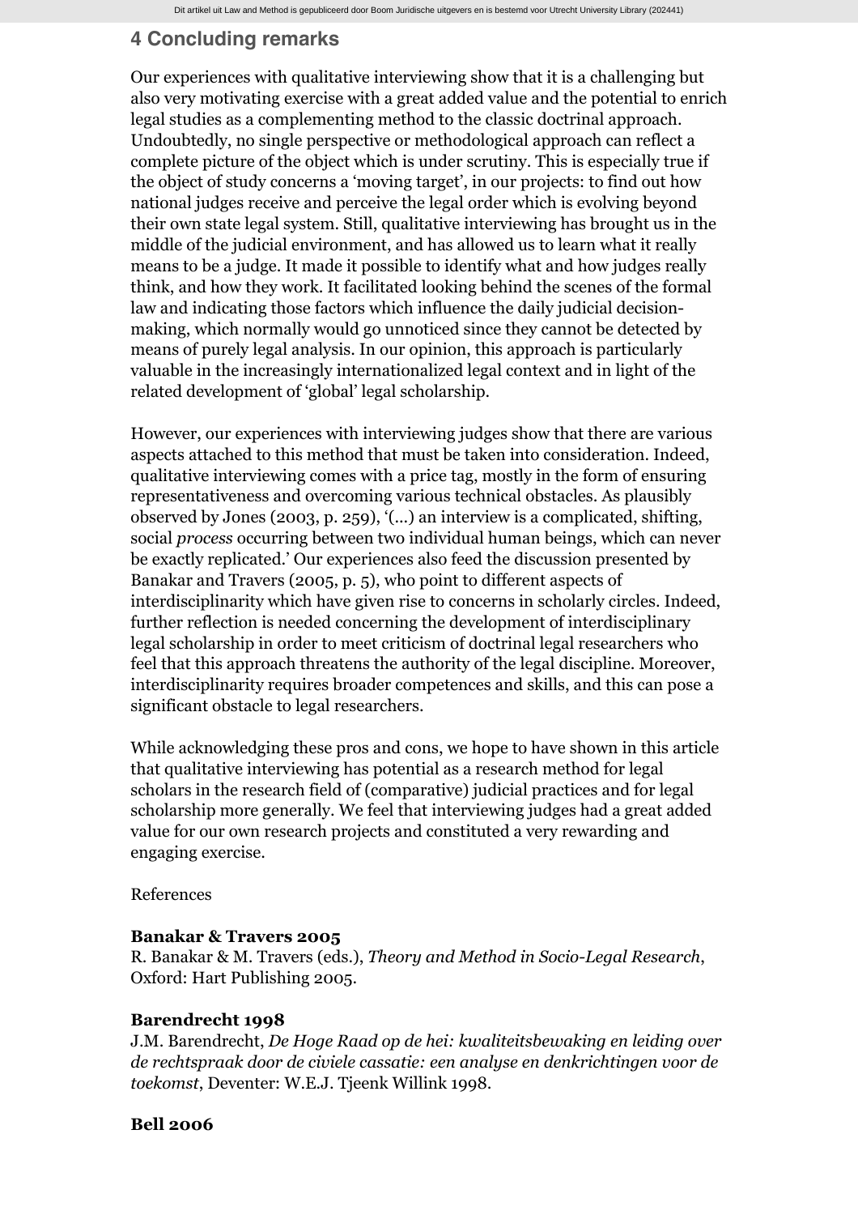## 4 Concluding remarks

Our experiences with qualitative interviewing show that it is a challenging but also very motivating exercise with a great added value and the potential to enrich legal studies as a complementing method to the classic doctrinal approach. Undoubtedly, no single perspective or methodological approach can reflect a complete picture of the object which is under scrutiny. This is especially true if the object of study concerns a 'moving target', in our projects: to find out how national judges receive and perceive the legal order which is evolving beyond their own state legal system. Still, qualitative interviewing has brought us in the middle of the judicial environment, and has allowed us to learn what it really means to be a judge. It made it possible to identify what and how judges really think, and how they work. It facilitated looking behind the scenes of the formal law and indicating those factors which influence the daily judicial decision-making, which normally would go unnoticed since they cannot be detected by means of purely legal analysis. In our opinion, this approach is particularly valuable in the increasingly internationalized legal context and in light of the related development of 'global' legal scholarship.

However, our experiences with interviewing judges show that there are various aspects attached to this method that must be taken into consideration. Indeed, qualitative interviewing comes with a price tag, mostly in the form of ensuring representativeness and overcoming various technical obstacles. As plausibly observed by Jones (2003, p. 259), '(...) an interview is a complicated, shifting, social *process* occurring between two individual human beings, which can never be exactly replicated.' Our experiences also feed the discussion presented by Banakar and Travers (2005, p. 5), who point to different aspects of interdisciplinarity which have given rise to concerns in scholarly circles. Indeed, further reflection is needed concerning the development of interdisciplinary legal scholarship in order to meet criticism of doctrinal legal researchers who feel that this approach threatens the authority of the legal discipline. Moreover, interdisciplinarity requires broader competences and skills, and this can pose a significant obstacle to legal researchers.

While acknowledging these pros and cons, we hope to have shown in this article that qualitative interviewing has potential as a research method for legal scholars in the research field of (comparative) judicial practices and for legal scholarship more generally. We feel that interviewing judges had a great added value for our own research projects and constituted a very rewarding and engaging exercise.

References

**Banakar & Travers 2005**
R. Banakar & M. Travers (eds.), *Theory and Method in Socio-Legal Research*, Oxford: Hart Publishing 2005.

**Barendrecht 1998**
J.M. Barendrecht, *De Hoge Raad op de hei: kwaliteitsbewaking en leiding over de rechtspraak door de civiele cassatie: een analyse en denkrichtingen voor de toekomst*, Deventer: W.E.J. Tjeenk Willink 1998.

**Bell 2006**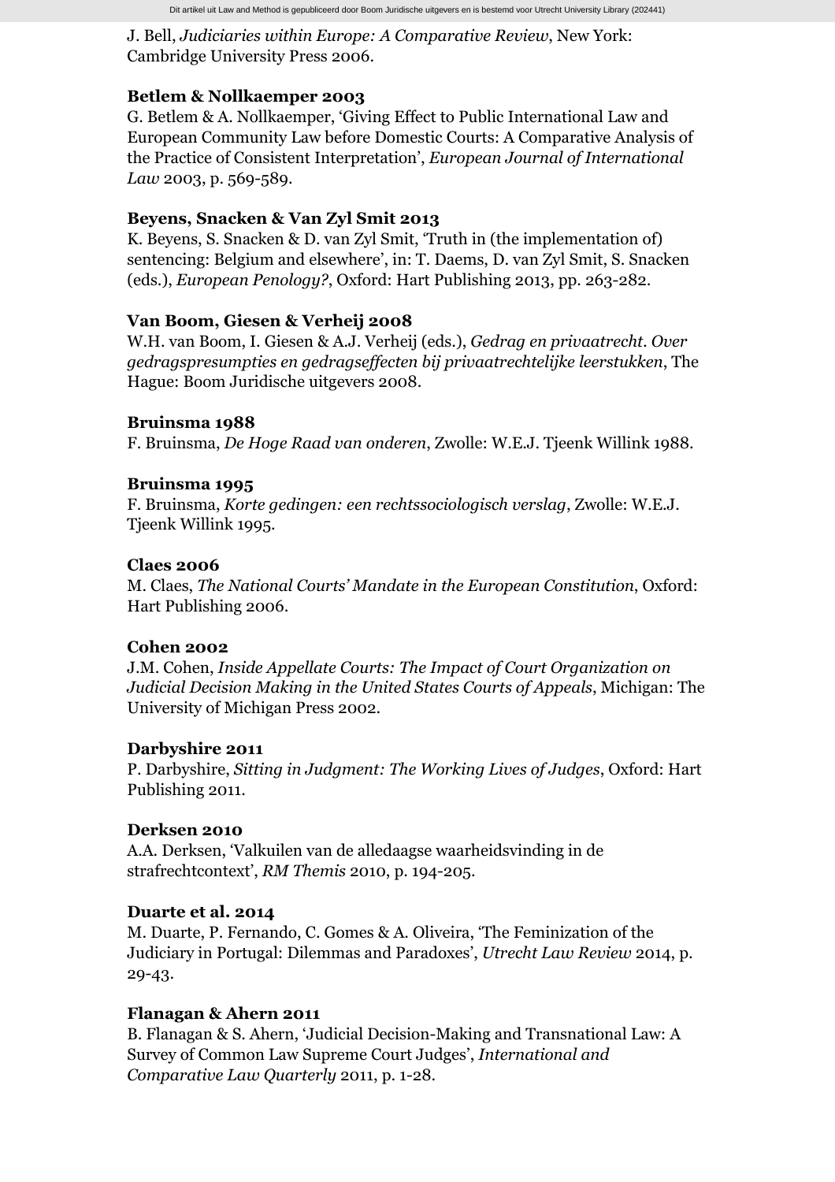J. Bell, *Judiciaries within Europe: A Comparative Review*, New York: Cambridge University Press 2006.

**Betlem & Nollkaemper 2003**
G. Betlem & A. Nollkaemper, 'Giving Effect to Public International Law and European Community Law before Domestic Courts: A Comparative Analysis of the Practice of Consistent Interpretation', *European Journal of International Law* 2003, p. 569-589.

**Beyens, Snacken & Van Zyl Smit 2013**
K. Beyens, S. Snacken & D. van Zyl Smit, 'Truth in (the implementation of) sentencing: Belgium and elsewhere', in: T. Daems, D. van Zyl Smit, S. Snacken (eds.), *European Penology?*, Oxford: Hart Publishing 2013, pp. 263-282.

**Van Boom, Giesen & Verheij 2008**
W.H. van Boom, I. Giesen & A.J. Verheij (eds.), *Gedrag en privaatrecht. Over gedragspresumpties en gedragseffecten bij privaatrechtelijke leerstukken*, The Hague: Boom Juridische uitgevers 2008.

**Bruinsma 1988**
F. Bruinsma, *De Hoge Raad van onderen*, Zwolle: W.E.J. Tjeenk Willink 1988.

**Bruinsma 1995**
F. Bruinsma, *Korte gedingen: een rechtssociologisch verslag*, Zwolle: W.E.J. Tjeenk Willink 1995.

**Claes 2006**
M. Claes, *The National Courts' Mandate in the European Constitution*, Oxford: Hart Publishing 2006.

**Cohen 2002**
J.M. Cohen, *Inside Appellate Courts: The Impact of Court Organization on Judicial Decision Making in the United States Courts of Appeals*, Michigan: The University of Michigan Press 2002.

**Darbyshire 2011**
P. Darbyshire, *Sitting in Judgment: The Working Lives of Judges*, Oxford: Hart Publishing 2011.

**Derksen 2010**
A.A. Derksen, 'Valkuilen van de alledaagse waarheidsvinding in de strafrechtcontext', *RM Themis* 2010, p. 194-205.

**Duarte et al. 2014**
M. Duarte, P. Fernando, C. Gomes & A. Oliveira, 'The Feminization of the Judiciary in Portugal: Dilemmas and Paradoxes', *Utrecht Law Review* 2014, p. 29-43.

**Flanagan & Ahern 2011**
B. Flanagan & S. Ahern, 'Judicial Decision-Making and Transnational Law: A Survey of Common Law Supreme Court Judges', *International and Comparative Law Quarterly* 2011, p. 1-28.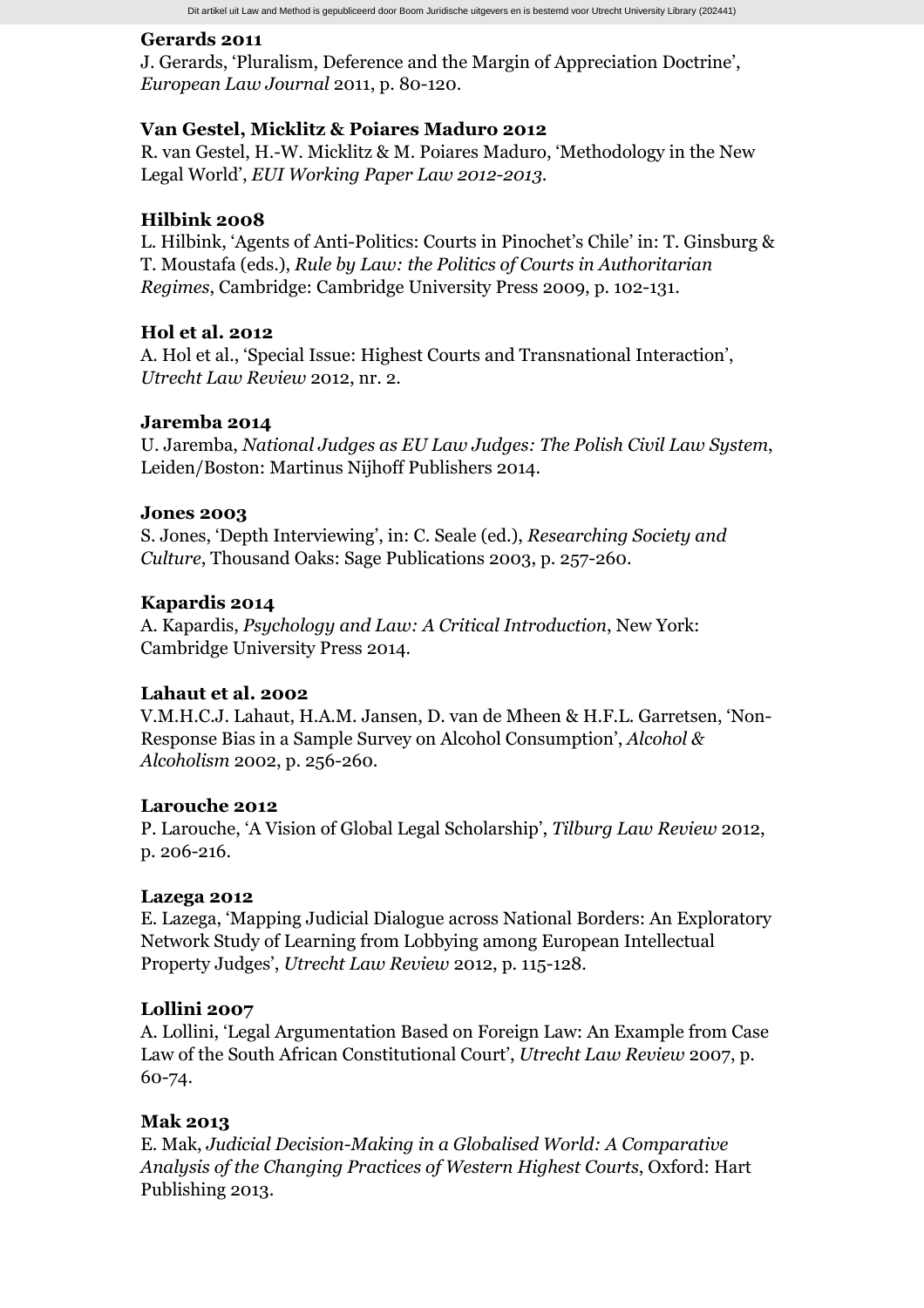**Gerards 2011**
J. Gerards, 'Pluralism, Deference and the Margin of Appreciation Doctrine', *European Law Journal* 2011, p. 80-120.

**Van Gestel, Micklitz & Poiares Maduro 2012**
R. van Gestel, H.-W. Micklitz & M. Poiares Maduro, 'Methodology in the New Legal World', *EUI Working Paper Law 2012-2013.*

**Hilbink 2008**
L. Hilbink, 'Agents of Anti-Politics: Courts in Pinochet's Chile' in: T. Ginsburg & T. Moustafa (eds.), *Rule by Law: the Politics of Courts in Authoritarian Regimes*, Cambridge: Cambridge University Press 2009, p. 102-131.

**Hol et al. 2012**
A. Hol et al., 'Special Issue: Highest Courts and Transnational Interaction', *Utrecht Law Review* 2012, nr. 2.

**Jaremba 2014**
U. Jaremba, *National Judges as EU Law Judges: The Polish Civil Law System*, Leiden/Boston: Martinus Nijhoff Publishers 2014.

**Jones 2003**
S. Jones, 'Depth Interviewing', in: C. Seale (ed.), *Researching Society and Culture*, Thousand Oaks: Sage Publications 2003, p. 257-260.

**Kapardis 2014**
A. Kapardis, *Psychology and Law: A Critical Introduction*, New York: Cambridge University Press 2014.

**Lahaut et al. 2002**
V.M.H.C.J. Lahaut, H.A.M. Jansen, D. van de Mheen & H.F.L. Garretsen, 'Non-Response Bias in a Sample Survey on Alcohol Consumption', *Alcohol & Alcoholism* 2002, p. 256-260.

**Larouche 2012**
P. Larouche, 'A Vision of Global Legal Scholarship', *Tilburg Law Review* 2012, p. 206-216.

**Lazega 2012**
E. Lazega, 'Mapping Judicial Dialogue across National Borders: An Exploratory Network Study of Learning from Lobbying among European Intellectual Property Judges', *Utrecht Law Review* 2012, p. 115-128.

**Lollini 2007**
A. Lollini, 'Legal Argumentation Based on Foreign Law: An Example from Case Law of the South African Constitutional Court', *Utrecht Law Review* 2007, p. 60-74.

**Mak 2013**
E. Mak, *Judicial Decision-Making in a Globalised World: A Comparative Analysis of the Changing Practices of Western Highest Courts*, Oxford: Hart Publishing 2013.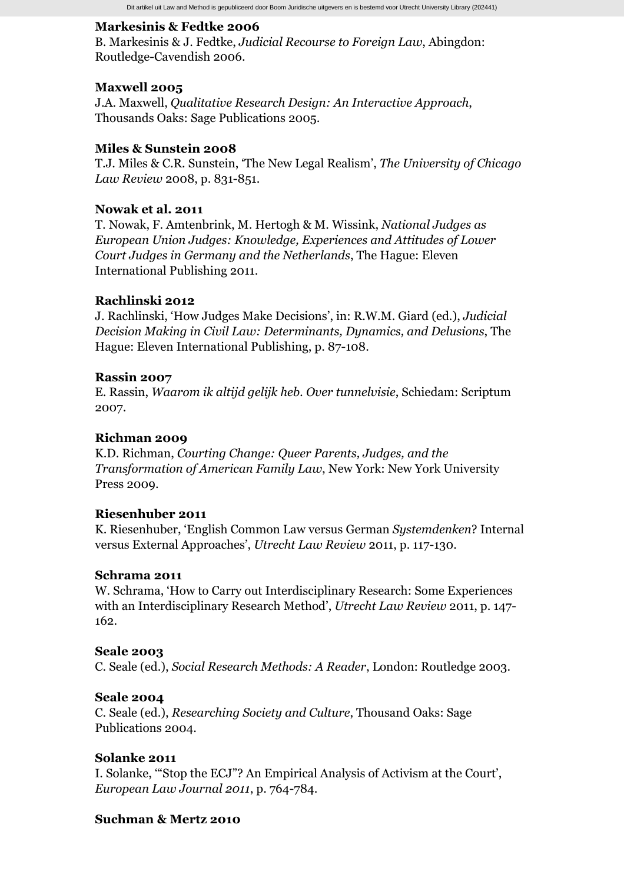**Markesinis & Fedtke 2006**
B. Markesinis & J. Fedtke, *Judicial Recourse to Foreign Law*, Abingdon: Routledge-Cavendish 2006.

**Maxwell 2005**
J.A. Maxwell, *Qualitative Research Design: An Interactive Approach*, Thousands Oaks: Sage Publications 2005.

**Miles & Sunstein 2008**
T.J. Miles & C.R. Sunstein, 'The New Legal Realism', *The University of Chicago Law Review* 2008, p. 831-851.

**Nowak et al. 2011**
T. Nowak, F. Amtenbrink, M. Hertogh & M. Wissink, *National Judges as European Union Judges: Knowledge, Experiences and Attitudes of Lower Court Judges in Germany and the Netherlands*, The Hague: Eleven International Publishing 2011.

**Rachlinski 2012**
J. Rachlinski, 'How Judges Make Decisions', in: R.W.M. Giard (ed.), *Judicial Decision Making in Civil Law: Determinants, Dynamics, and Delusions*, The Hague: Eleven International Publishing, p. 87-108.

**Rassin 2007**
E. Rassin, *Waarom ik altijd gelijk heb. Over tunnelvisie*, Schiedam: Scriptum 2007.

**Richman 2009**
K.D. Richman, *Courting Change: Queer Parents, Judges, and the Transformation of American Family Law*, New York: New York University Press 2009.

**Riesenhuber 2011**
K. Riesenhuber, 'English Common Law versus German *Systemdenken*? Internal versus External Approaches', *Utrecht Law Review* 2011, p. 117-130.

**Schrama 2011**
W. Schrama, 'How to Carry out Interdisciplinary Research: Some Experiences with an Interdisciplinary Research Method', *Utrecht Law Review* 2011, p. 147-162.

**Seale 2003**
C. Seale (ed.), *Social Research Methods: A Reader*, London: Routledge 2003.

**Seale 2004**
C. Seale (ed.), *Researching Society and Culture*, Thousand Oaks: Sage Publications 2004.

**Solanke 2011**
I. Solanke, '"Stop the ECJ"? An Empirical Analysis of Activism at the Court', *European Law Journal 2011*, p. 764-784.

**Suchman & Mertz 2010**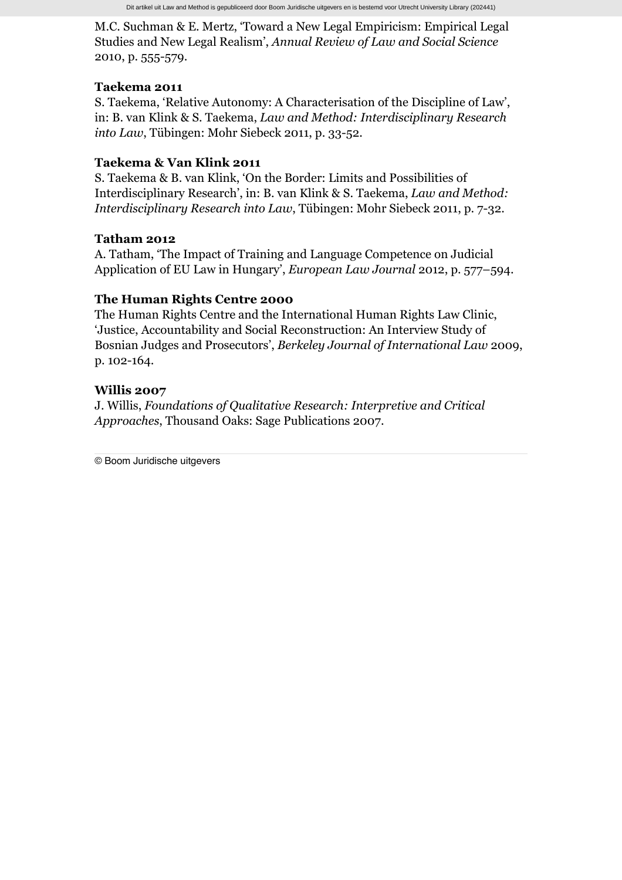M.C. Suchman & E. Mertz, 'Toward a New Legal Empiricism: Empirical Legal Studies and New Legal Realism', *Annual Review of Law and Social Science* 2010, p. 555-579.

**Taekema 2011**

S. Taekema, 'Relative Autonomy: A Characterisation of the Discipline of Law', in: B. van Klink & S. Taekema, *Law and Method: Interdisciplinary Research into Law*, Tübingen: Mohr Siebeck 2011, p. 33-52.

**Taekema & Van Klink 2011**

S. Taekema & B. van Klink, 'On the Border: Limits and Possibilities of Interdisciplinary Research', in: B. van Klink & S. Taekema, *Law and Method: Interdisciplinary Research into Law*, Tübingen: Mohr Siebeck 2011, p. 7-32.

**Tatham 2012**

A. Tatham, 'The Impact of Training and Language Competence on Judicial Application of EU Law in Hungary', *European Law Journal* 2012, p. 577–594.

**The Human Rights Centre 2000**

The Human Rights Centre and the International Human Rights Law Clinic, 'Justice, Accountability and Social Reconstruction: An Interview Study of Bosnian Judges and Prosecutors', *Berkeley Journal of International Law* 2009, p. 102-164.

**Willis 2007**

J. Willis, *Foundations of Qualitative Research: Interpretive and Critical Approaches*, Thousand Oaks: Sage Publications 2007.